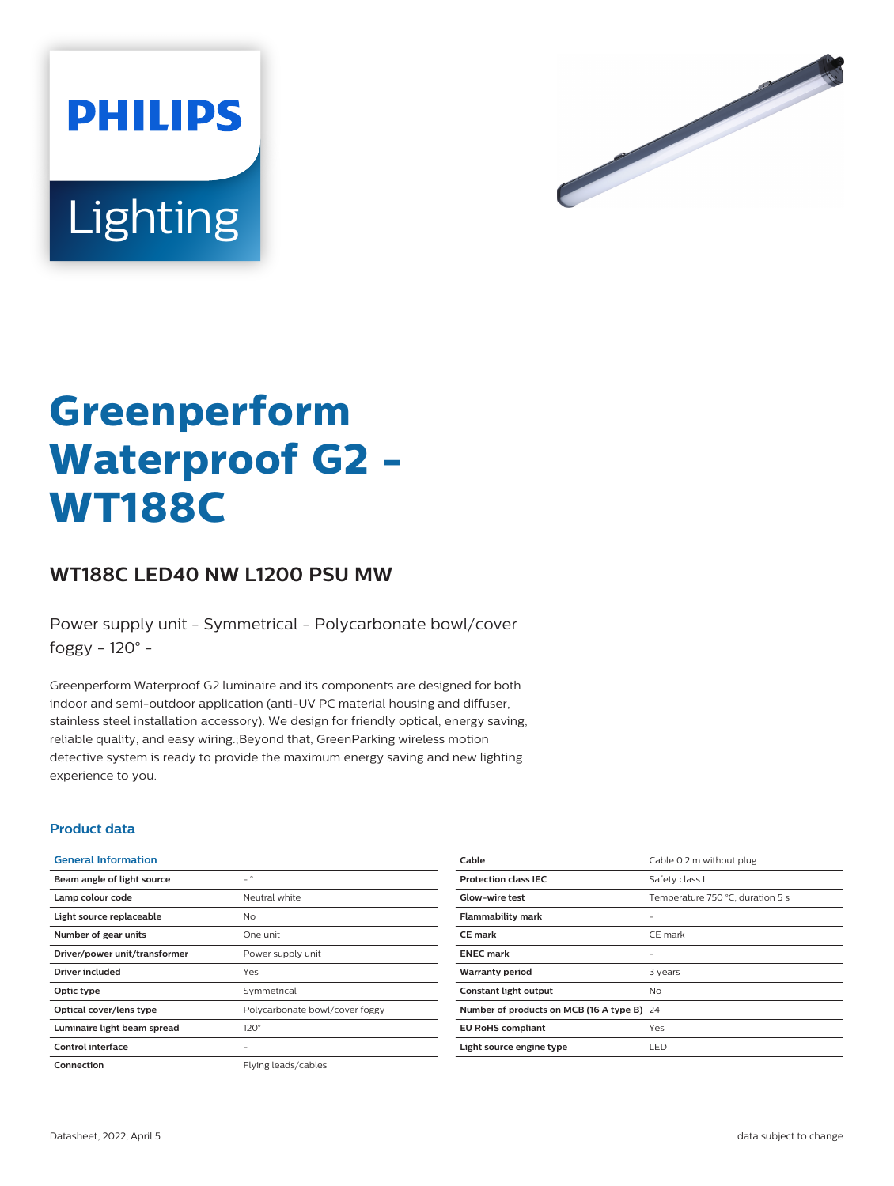# Greenperform Waterproof G2 - WT188C

## WT188C LED40 NW L1200 PSU MW

Power supply unit - Symmetrical - Polycarbonate bowl/cover foggy - 120° -

Greenperform Waterproof G2 luminaire and its components are designed for both indoor and semi-outdoor application (anti-UV PC material housing and diffuser, stainless steel installation accessory). We design for friendly optical, energy saving, reliable quality, and easy wiring.;Beyond that, GreenParking wireless motion detective system is ready to provide the maximum energy saving and new lighting experience to you.

### Product data

| General Information | |
|---|---|
| Beam angle of light source | - ° |
| Lamp colour code | Neutral white |
| Light source replaceable | No |
| Number of gear units | One unit |
| Driver/power unit/transformer | Power supply unit |
| Driver included | Yes |
| Optic type | Symmetrical |
| Optical cover/lens type | Polycarbonate bowl/cover foggy |
| Luminaire light beam spread | 120° |
| Control interface | - |
| Connection | Flying leads/cables |
| Cable | Cable 0.2 m without plug |
| Protection class IEC | Safety class I |
| Glow-wire test | Temperature 750 °C, duration 5 s |
| Flammability mark | - |
| CE mark | CE mark |
| ENEC mark | - |
| Warranty period | 3 years |
| Constant light output | No |
| Number of products on MCB (16 A type B) | 24 |
| EU RoHS compliant | Yes |
| Light source engine type | LED |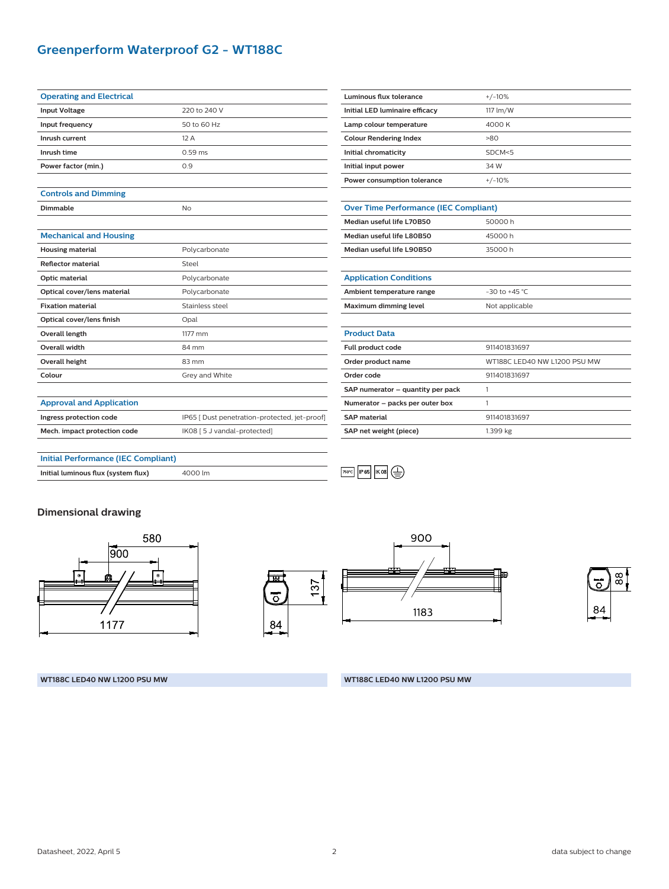# Greenperform Waterproof G2 - WT188C

| Operating and Electrical | |
|---|---|
| Input Voltage | 220 to 240 V |
| Input frequency | 50 to 60 Hz |
| Inrush current | 12 A |
| Inrush time | 0.59 ms |
| Power factor (min.) | 0.9 |

| Controls and Dimming | |
|---|---|
| Dimmable | No |

| Mechanical and Housing | |
|---|---|
| Housing material | Polycarbonate |
| Reflector material | Steel |
| Optic material | Polycarbonate |
| Optical cover/lens material | Polycarbonate |
| Fixation material | Stainless steel |
| Optical cover/lens finish | Opal |
| Overall length | 1177 mm |
| Overall width | 84 mm |
| Overall height | 83 mm |
| Colour | Grey and White |

| Approval and Application | |
|---|---|
| Ingress protection code | IP65 [ Dust penetration-protected, jet-proof] |
| Mech. impact protection code | IK08 [ 5 J vandal-protected] |

| Initial Performance (IEC Compliant) | |
|---|---|
| Initial luminous flux (system flux) | 4000 lm |
| Luminous flux tolerance | +/-10% |
| Initial LED luminaire efficacy | 117 lm/W |
| Lamp colour temperature | 4000 K |
| Colour Rendering Index | >80 |
| Initial chromaticity | SDCM<5 |
| Initial input power | 34 W |
| Power consumption tolerance | +/-10% |

| Over Time Performance (IEC Compliant) | |
|---|---|
| Median useful life L70B50 | 50000 h |
| Median useful life L80B50 | 45000 h |
| Median useful life L90B50 | 35000 h |

| Application Conditions | |
|---|---|
| Ambient temperature range | -30 to +45 °C |
| Maximum dimming level | Not applicable |

| Product Data | |
|---|---|
| Full product code | 911401831697 |
| Order product name | WT188C LED40 NW L1200 PSU MW |
| Order code | 911401831697 |
| SAP numerator – quantity per pack | 1 |
| Numerator – packs per outer box | 1 |
| SAP material | 911401831697 |
| SAP net weight (piece) | 1.399 kg |

## Dimensional drawing

WT188C LED40 NW L1200 PSU MW

WT188C LED40 NW L1200 PSU MW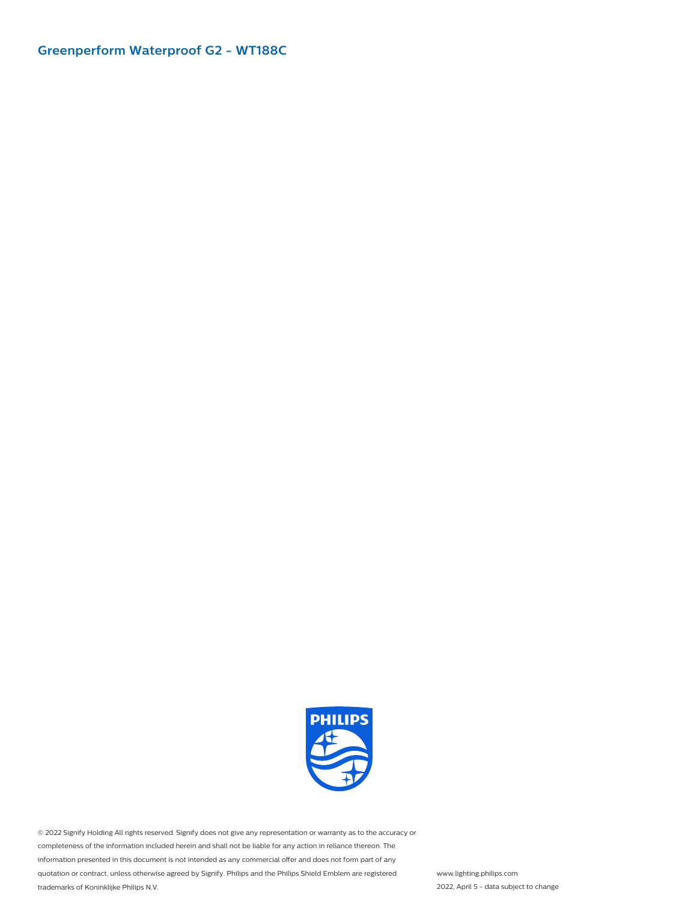© 2022 Signify Holding All rights reserved. Signify does not give any representation or warranty as to the accuracy or completeness of the information included herein and shall not be liable for any action in reliance thereon. The information presented in this document is not intended as any commercial offer and does not form part of any quotation or contract, unless otherwise agreed by Signify. Philips and the Philips Shield Emblem are registered trademarks of Koninklijke Philips N.V.